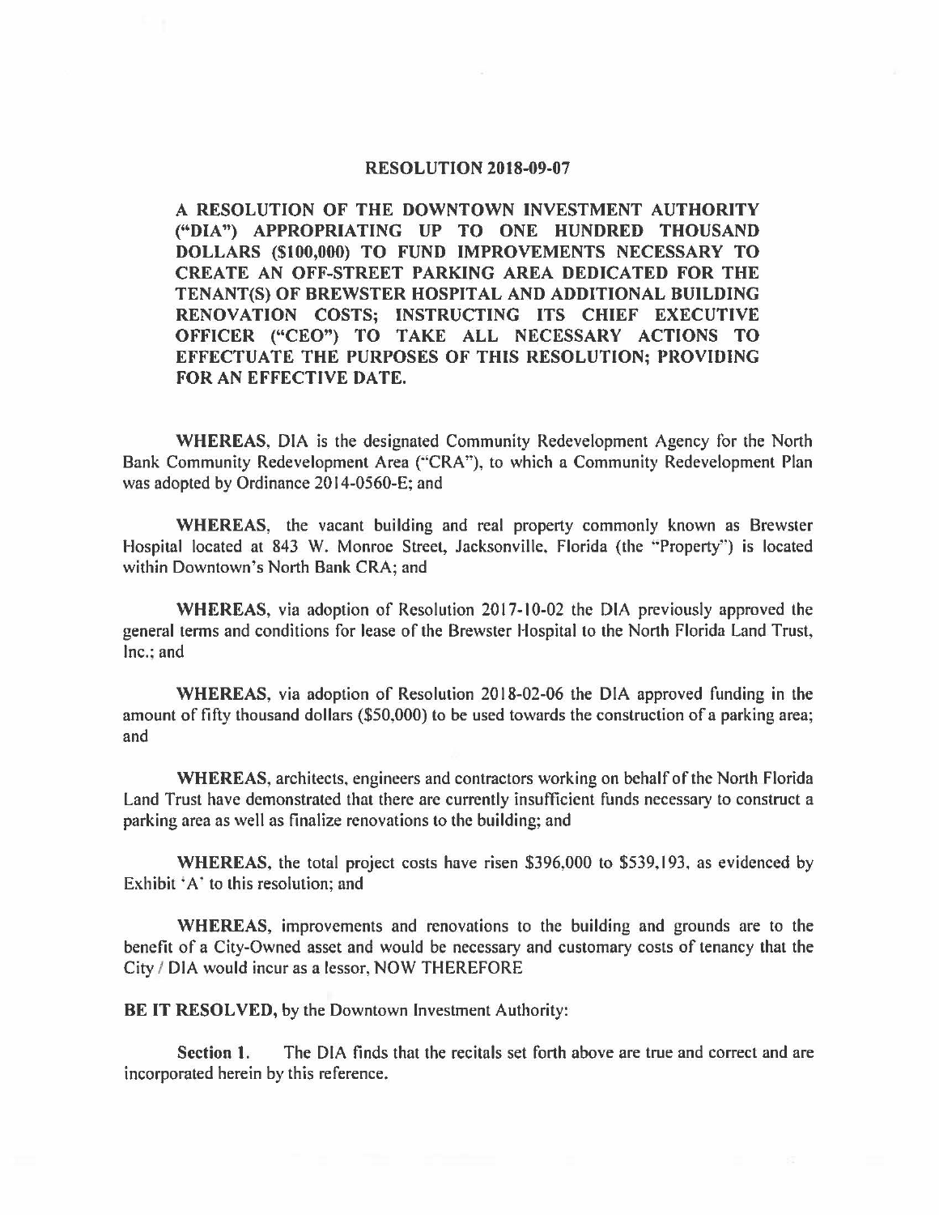# RESOLUTION 2018-09-07

**A RESOLUTION OF THE DOWNTOWN INVESTMENT AUTHORITY ("DIA") APPROPRIATING UP TO ONE HUNDRED THOUSAND DOLLARS ($100,000) TO FUND IMPROVEMENTS NECESSARY TO CREATE AN OFF-STREET PARKING AREA DEDICATED FOR THE TENANT(S) OF BREWSTER HOSPITAL AND ADDITIONAL BUILDING RENOVATION COSTS; INSTRUCTING ITS CHIEF EXECUTIVE OFFICER ("CEO") TO TAKE ALL NECESSARY ACTIONS TO EFFECTUATE THE PURPOSES OF THIS RESOLUTION; PROVIDING FOR AN EFFECTIVE DATE.**

**WHEREAS**, DIA is the designated Community Redevelopment Agency for the North Bank Community Redevelopment Area ("CRA"), to which a Community Redevelopment Plan was adopted by Ordinance 2014-0560-E; and

**WHEREAS**, the vacant building and real property commonly known as Brewster Hospital located at 843 W. Monroe Street, Jacksonville, Florida (the "Property") is located within Downtown's North Bank CRA; and

**WHEREAS**, via adoption of Resolution 2017-10-02 the DIA previously approved the general terms and conditions for lease of the Brewster Hospital to the North Florida Land Trust, Inc.; and

**WHEREAS**, via adoption of Resolution 2018-02-06 the DIA approved funding in the amount of fifty thousand dollars ($50,000) to be used towards the construction of a parking area; and

**WHEREAS**, architects, engineers and contractors working on behalf of the North Florida Land Trust have demonstrated that there are currently insufficient funds necessary to construct a parking area as well as finalize renovations to the building; and

**WHEREAS**, the total project costs have risen $396,000 to $539,193, as evidenced by Exhibit 'A' to this resolution; and

**WHEREAS**, improvements and renovations to the building and grounds are to the benefit of a City-Owned asset and would be necessary and customary costs of tenancy that the City / DIA would incur as a lessor, NOW THEREFORE

**BE IT RESOLVED,** by the Downtown Investment Authority:

**Section 1.** The DIA finds that the recitals set forth above are true and correct and are incorporated herein by this reference.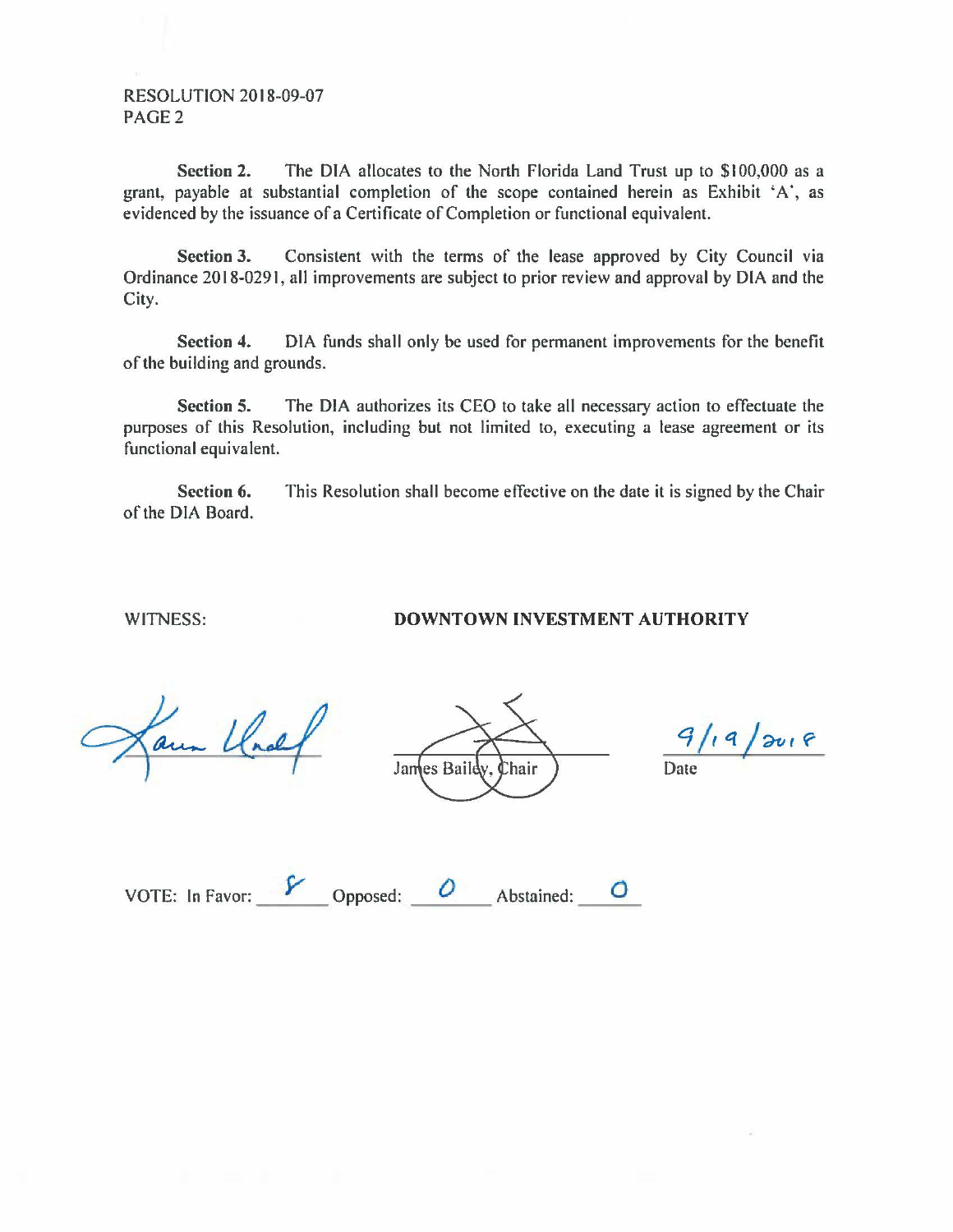RESOLUTION 2018-09-07
PAGE 2

**Section 2.** The DIA allocates to the North Florida Land Trust up to $100,000 as a grant, payable at substantial completion of the scope contained herein as Exhibit 'A', as evidenced by the issuance of a Certificate of Completion or functional equivalent.

**Section 3.** Consistent with the terms of the lease approved by City Council via Ordinance 2018-0291, all improvements are subject to prior review and approval by DIA and the City.

**Section 4.** DIA funds shall only be used for permanent improvements for the benefit of the building and grounds.

**Section 5.** The DIA authorizes its CEO to take all necessary action to effectuate the purposes of this Resolution, including but not limited to, executing a lease agreement or its functional equivalent.

**Section 6.** This Resolution shall become effective on the date it is signed by the Chair of the DIA Board.

WITNESS: **DOWNTOWN INVESTMENT AUTHORITY**

James Bailey, Chair

9/19/2018
Date

VOTE: In Favor: 8 Opposed: 0 Abstained: 0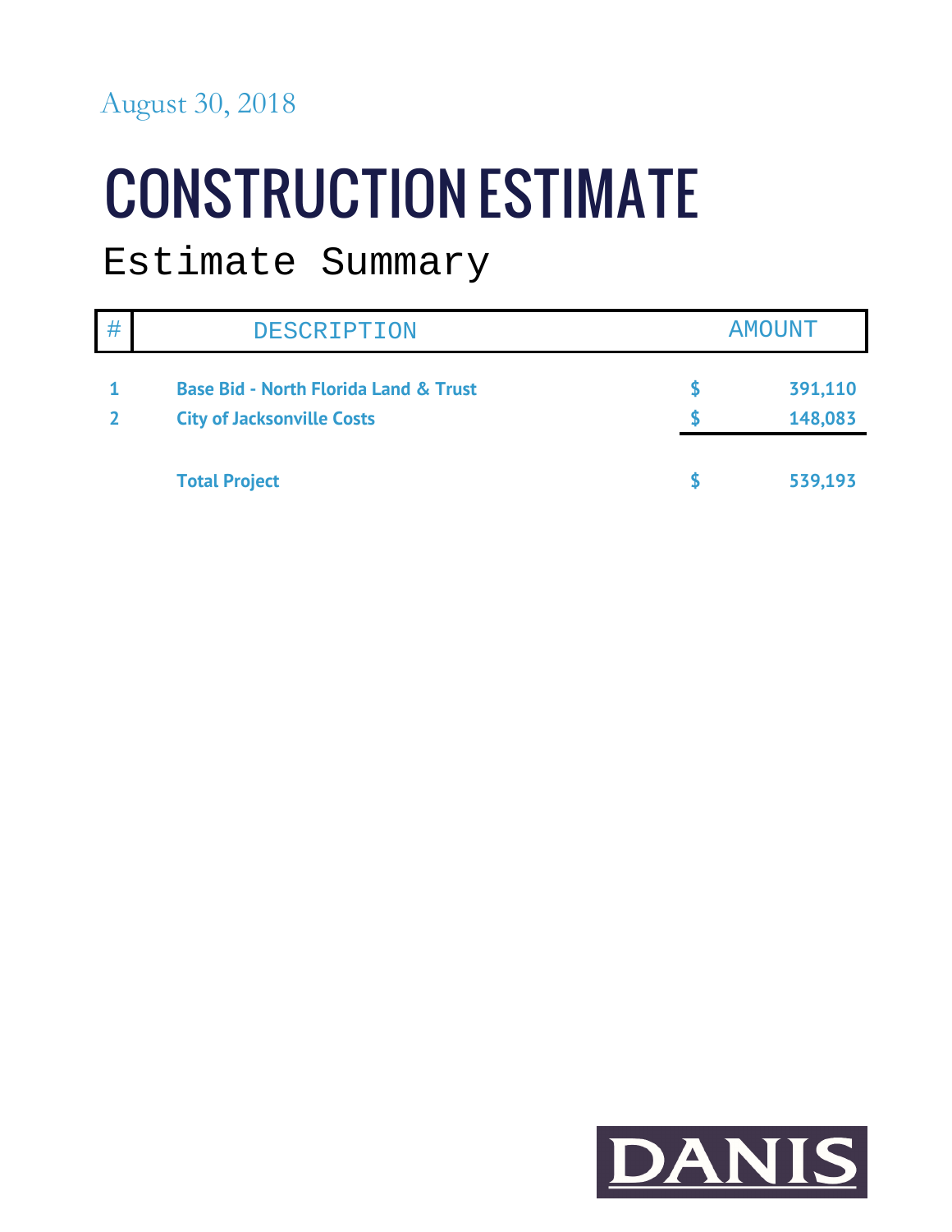August 30, 2018

# CONSTRUCTION ESTIMATE

## Estimate Summary

| # | DESCRIPTION | AMOUNT | |
|---|---|---|---|
| 1 | **Base Bid - North Florida Land & Trust** | **$** | **391,110** |
| 2 | **City of Jacksonville Costs** | **$** | **148,083** |
| | **Total Project** | **$** | **539,193** |

DANIS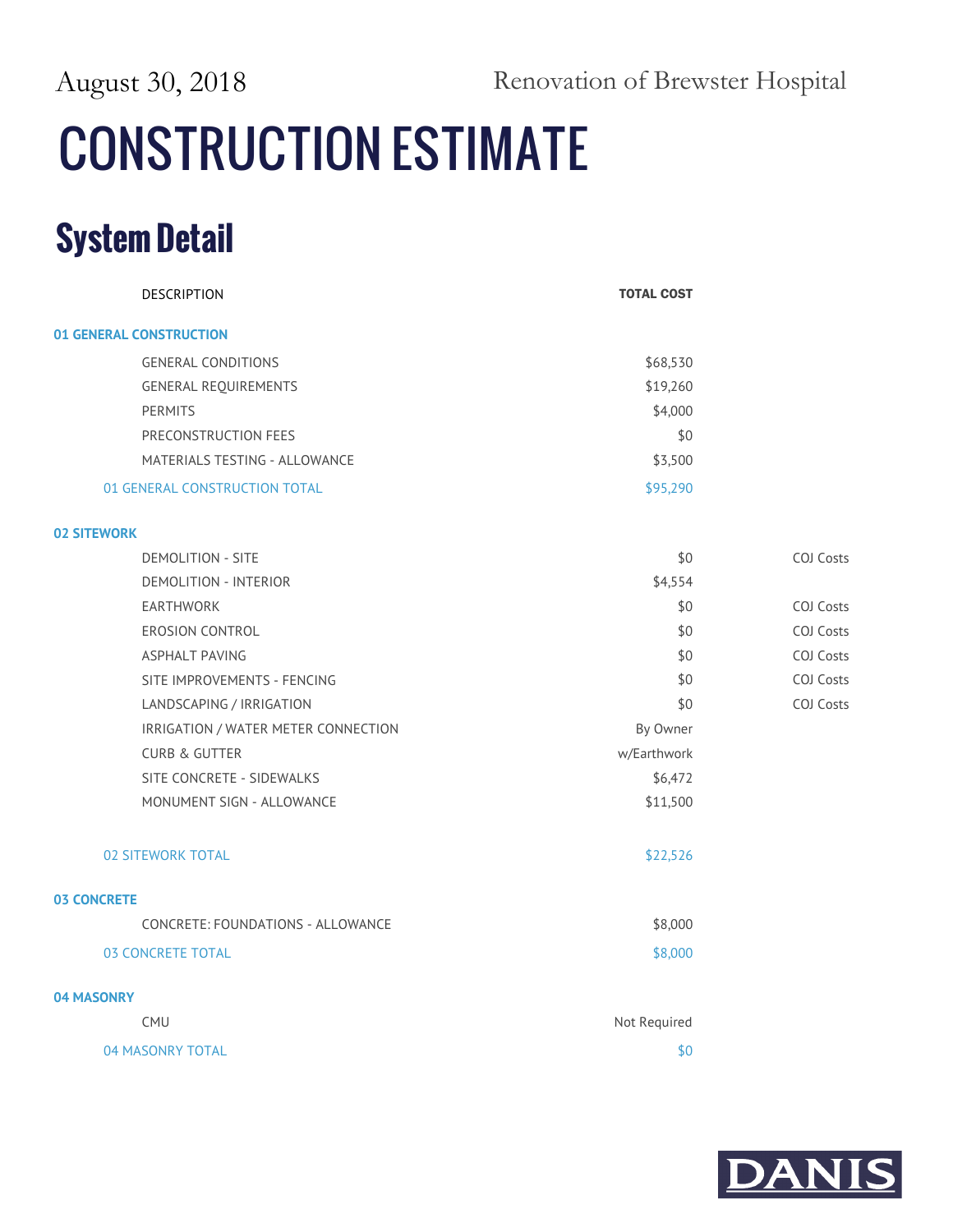August 30, 2018 Renovation of Brewster Hospital

# CONSTRUCTION ESTIMATE

## System Detail

| DESCRIPTION | TOTAL COST | |
|---|---|---|
| **01 GENERAL CONSTRUCTION** | | |
| GENERAL CONDITIONS | $68,530 | |
| GENERAL REQUIREMENTS | $19,260 | |
| PERMITS | $4,000 | |
| PRECONSTRUCTION FEES | $0 | |
| MATERIALS TESTING - ALLOWANCE | $3,500 | |
| 01 GENERAL CONSTRUCTION TOTAL | $95,290 | |
| **02 SITEWORK** | | |
| DEMOLITION - SITE | $0 | COJ Costs |
| DEMOLITION - INTERIOR | $4,554 | |
| EARTHWORK | $0 | COJ Costs |
| EROSION CONTROL | $0 | COJ Costs |
| ASPHALT PAVING | $0 | COJ Costs |
| SITE IMPROVEMENTS - FENCING | $0 | COJ Costs |
| LANDSCAPING / IRRIGATION | $0 | COJ Costs |
| IRRIGATION / WATER METER CONNECTION | By Owner | |
| CURB & GUTTER | w/Earthwork | |
| SITE CONCRETE - SIDEWALKS | $6,472 | |
| MONUMENT SIGN - ALLOWANCE | $11,500 | |
| 02 SITEWORK TOTAL | $22,526 | |
| **03 CONCRETE** | | |
| CONCRETE: FOUNDATIONS - ALLOWANCE | $8,000 | |
| 03 CONCRETE TOTAL | $8,000 | |
| **04 MASONRY** | | |
| CMU | Not Required | |
| 04 MASONRY TOTAL | $0 | |

DANIS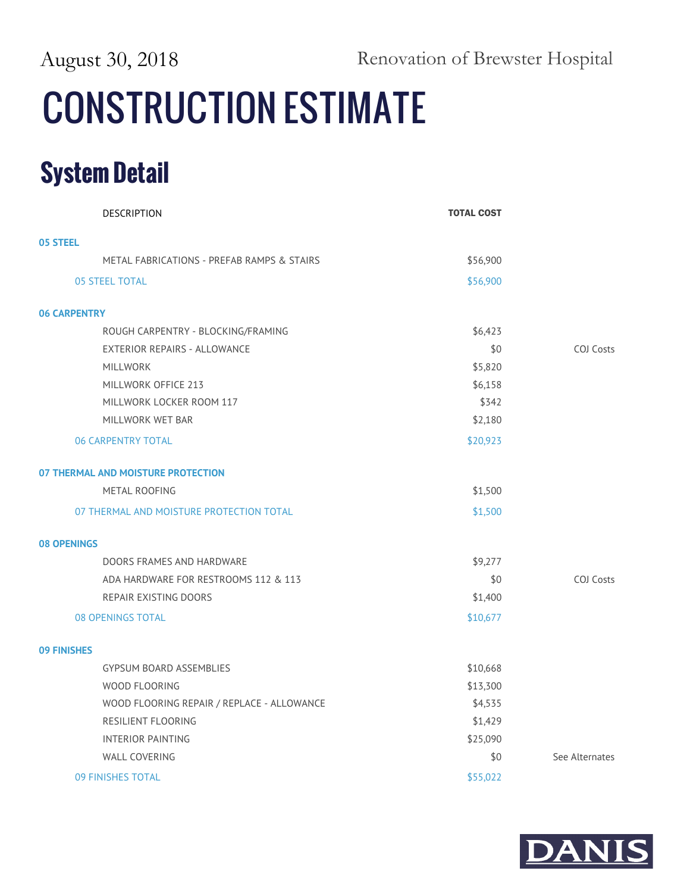August 30, 2018

Renovation of Brewster Hospital

# CONSTRUCTION ESTIMATE

## System Detail

| DESCRIPTION | TOTAL COST | |
|---|---|---|
| **05 STEEL** | | |
| METAL FABRICATIONS - PREFAB RAMPS & STAIRS | $56,900 | |
| 05 STEEL TOTAL | $56,900 | |
| **06 CARPENTRY** | | |
| ROUGH CARPENTRY - BLOCKING/FRAMING | $6,423 | |
| EXTERIOR REPAIRS - ALLOWANCE | $0 | COJ Costs |
| MILLWORK | $5,820 | |
| MILLWORK OFFICE 213 | $6,158 | |
| MILLWORK LOCKER ROOM 117 | $342 | |
| MILLWORK WET BAR | $2,180 | |
| 06 CARPENTRY TOTAL | $20,923 | |
| **07 THERMAL AND MOISTURE PROTECTION** | | |
| METAL ROOFING | $1,500 | |
| 07 THERMAL AND MOISTURE PROTECTION TOTAL | $1,500 | |
| **08 OPENINGS** | | |
| DOORS FRAMES AND HARDWARE | $9,277 | |
| ADA HARDWARE FOR RESTROOMS 112 & 113 | $0 | COJ Costs |
| REPAIR EXISTING DOORS | $1,400 | |
| 08 OPENINGS TOTAL | $10,677 | |
| **09 FINISHES** | | |
| GYPSUM BOARD ASSEMBLIES | $10,668 | |
| WOOD FLOORING | $13,300 | |
| WOOD FLOORING REPAIR / REPLACE - ALLOWANCE | $4,535 | |
| RESILIENT FLOORING | $1,429 | |
| INTERIOR PAINTING | $25,090 | |
| WALL COVERING | $0 | See Alternates |
| 09 FINISHES TOTAL | $55,022 | |

DANIS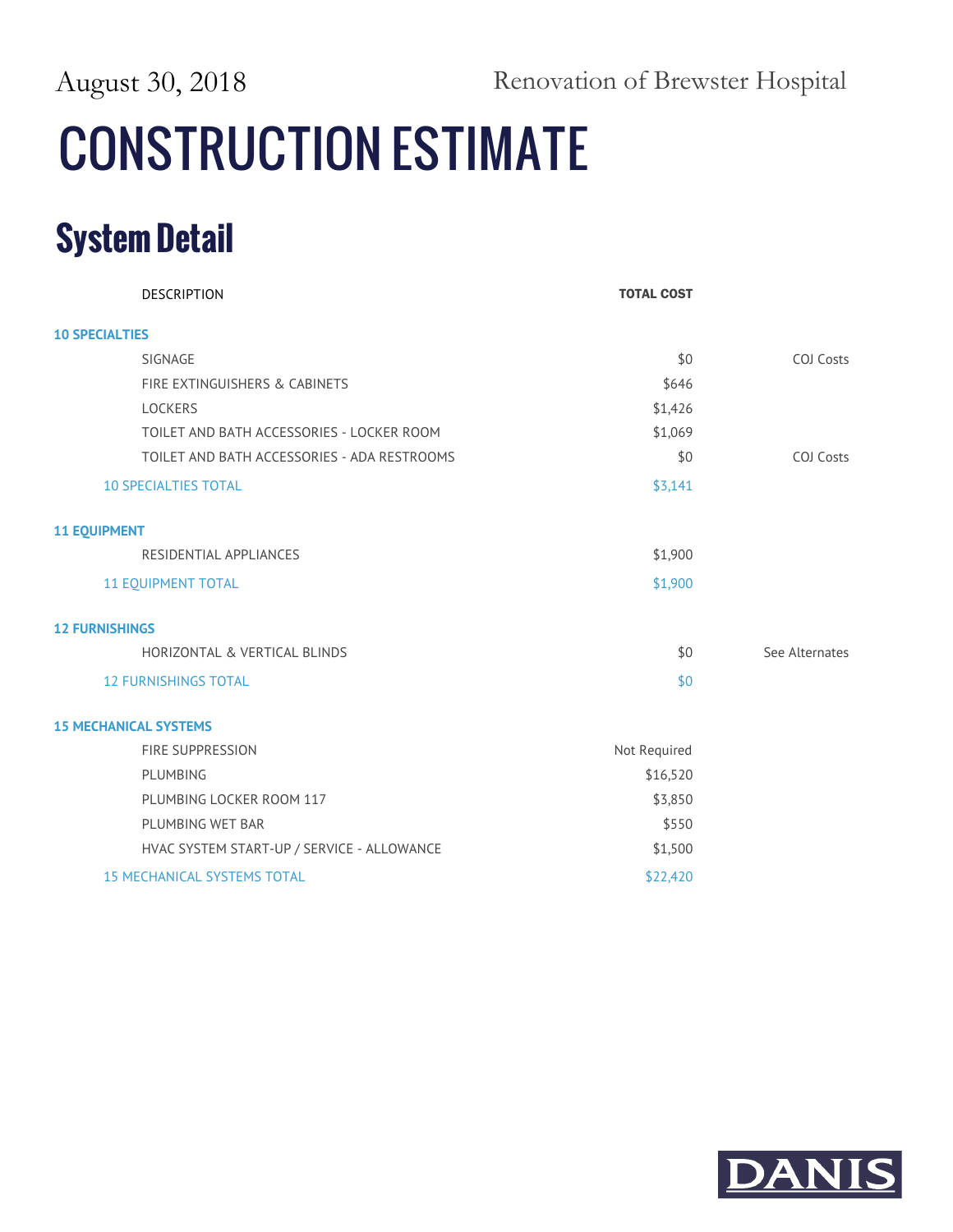August 30, 2018 — Renovation of Brewster Hospital

# CONSTRUCTION ESTIMATE

## System Detail

| DESCRIPTION | TOTAL COST | |
|---|---|---|
| **10 SPECIALTIES** | | |
| SIGNAGE | $0 | COJ Costs |
| FIRE EXTINGUISHERS & CABINETS | $646 | |
| LOCKERS | $1,426 | |
| TOILET AND BATH ACCESSORIES - LOCKER ROOM | $1,069 | |
| TOILET AND BATH ACCESSORIES - ADA RESTROOMS | $0 | COJ Costs |
| 10 SPECIALTIES TOTAL | $3,141 | |
| **11 EQUIPMENT** | | |
| RESIDENTIAL APPLIANCES | $1,900 | |
| 11 EQUIPMENT TOTAL | $1,900 | |
| **12 FURNISHINGS** | | |
| HORIZONTAL & VERTICAL BLINDS | $0 | See Alternates |
| 12 FURNISHINGS TOTAL | $0 | |
| **15 MECHANICAL SYSTEMS** | | |
| FIRE SUPPRESSION | Not Required | |
| PLUMBING | $16,520 | |
| PLUMBING LOCKER ROOM 117 | $3,850 | |
| PLUMBING WET BAR | $550 | |
| HVAC SYSTEM START-UP / SERVICE - ALLOWANCE | $1,500 | |
| 15 MECHANICAL SYSTEMS TOTAL | $22,420 | |

DANIS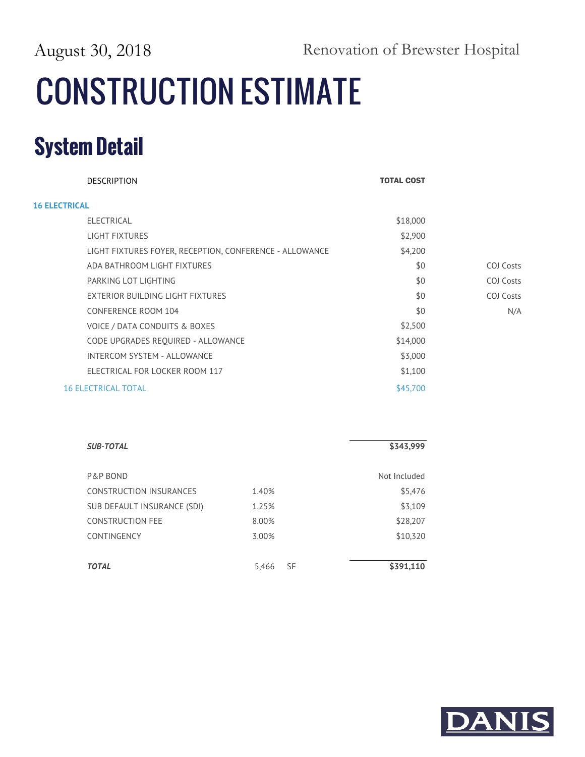August 30, 2018 Renovation of Brewster Hospital

# CONSTRUCTION ESTIMATE

## System Detail

| | DESCRIPTION | TOTAL COST | |
|---|---|---|---|
| **16 ELECTRICAL** | | | |
| | ELECTRICAL | $18,000 | |
| | LIGHT FIXTURES | $2,900 | |
| | LIGHT FIXTURES FOYER, RECEPTION, CONFERENCE - ALLOWANCE | $4,200 | |
| | ADA BATHROOM LIGHT FIXTURES | $0 | COJ Costs |
| | PARKING LOT LIGHTING | $0 | COJ Costs |
| | EXTERIOR BUILDING LIGHT FIXTURES | $0 | COJ Costs |
| | CONFERENCE ROOM 104 | $0 | N/A |
| | VOICE / DATA CONDUITS & BOXES | $2,500 | |
| | CODE UPGRADES REQUIRED - ALLOWANCE | $14,000 | |
| | INTERCOM SYSTEM - ALLOWANCE | $3,000 | |
| | ELECTRICAL FOR LOCKER ROOM 117 | $1,100 | |
| | 16 ELECTRICAL TOTAL | $45,700 | |

| | | | |
|---|---|---|---|
| ***SUB-TOTAL*** | | | **$343,999** |
| P&P BOND | | | Not Included |
| CONSTRUCTION INSURANCES | 1.40% | | $5,476 |
| SUB DEFAULT INSURANCE (SDI) | 1.25% | | $3,109 |
| CONSTRUCTION FEE | 8.00% | | $28,207 |
| CONTINGENCY | 3.00% | | $10,320 |
| ***TOTAL*** | 5,466 | SF | **$391,110** |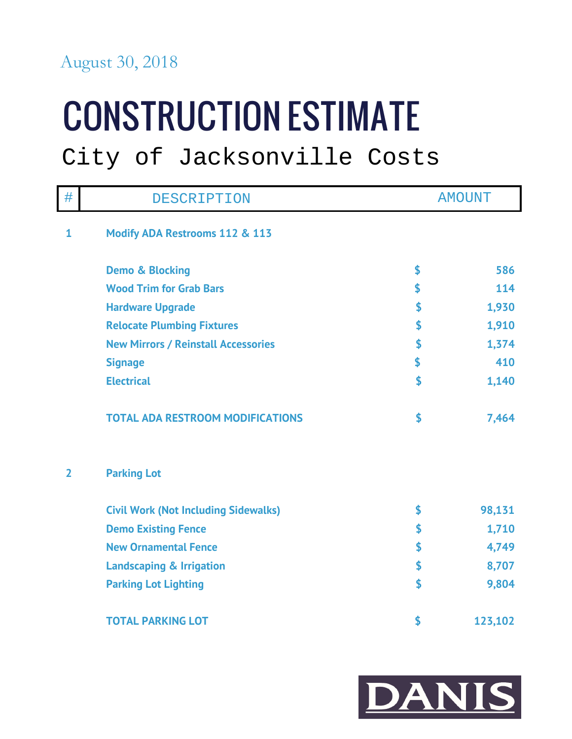August 30, 2018

# CONSTRUCTION ESTIMATE

## City of Jacksonville Costs

| # | DESCRIPTION | | AMOUNT |
|---|---|---|---|
| **1** | **Modify ADA Restrooms 112 & 113** | | |
| | **Demo & Blocking** | **$** | **586** |
| | **Wood Trim for Grab Bars** | **$** | **114** |
| | **Hardware Upgrade** | **$** | **1,930** |
| | **Relocate Plumbing Fixtures** | **$** | **1,910** |
| | **New Mirrors / Reinstall Accessories** | **$** | **1,374** |
| | **Signage** | **$** | **410** |
| | **Electrical** | **$** | **1,140** |
| | **TOTAL ADA RESTROOM MODIFICATIONS** | **$** | **7,464** |
| **2** | **Parking Lot** | | |
| | **Civil Work (Not Including Sidewalks)** | **$** | **98,131** |
| | **Demo Existing Fence** | **$** | **1,710** |
| | **New Ornamental Fence** | **$** | **4,749** |
| | **Landscaping & Irrigation** | **$** | **8,707** |
| | **Parking Lot Lighting** | **$** | **9,804** |
| | **TOTAL PARKING LOT** | **$** | **123,102** |

DANIS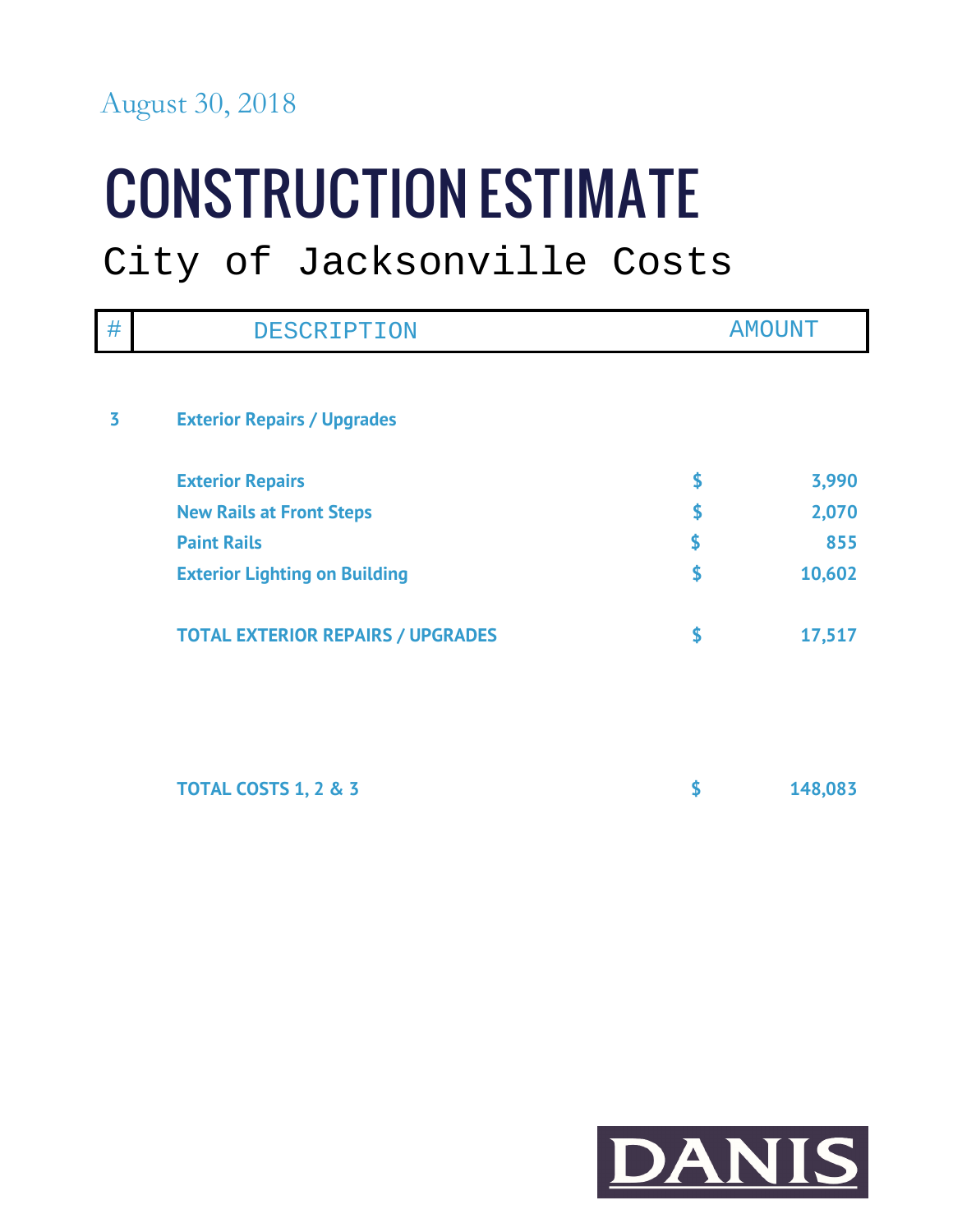August 30, 2018

# CONSTRUCTION ESTIMATE

## City of Jacksonville Costs

| # | DESCRIPTION | | AMOUNT |
|---|---|---|---|
| **3** | **Exterior Repairs / Upgrades** | | |
| | **Exterior Repairs** | **$** | **3,990** |
| | **New Rails at Front Steps** | **$** | **2,070** |
| | **Paint Rails** | **$** | **855** |
| | **Exterior Lighting on Building** | **$** | **10,602** |
| | **TOTAL EXTERIOR REPAIRS / UPGRADES** | **$** | **17,517** |
| | **TOTAL COSTS 1, 2 & 3** | **$** | **148,083** |

DANIS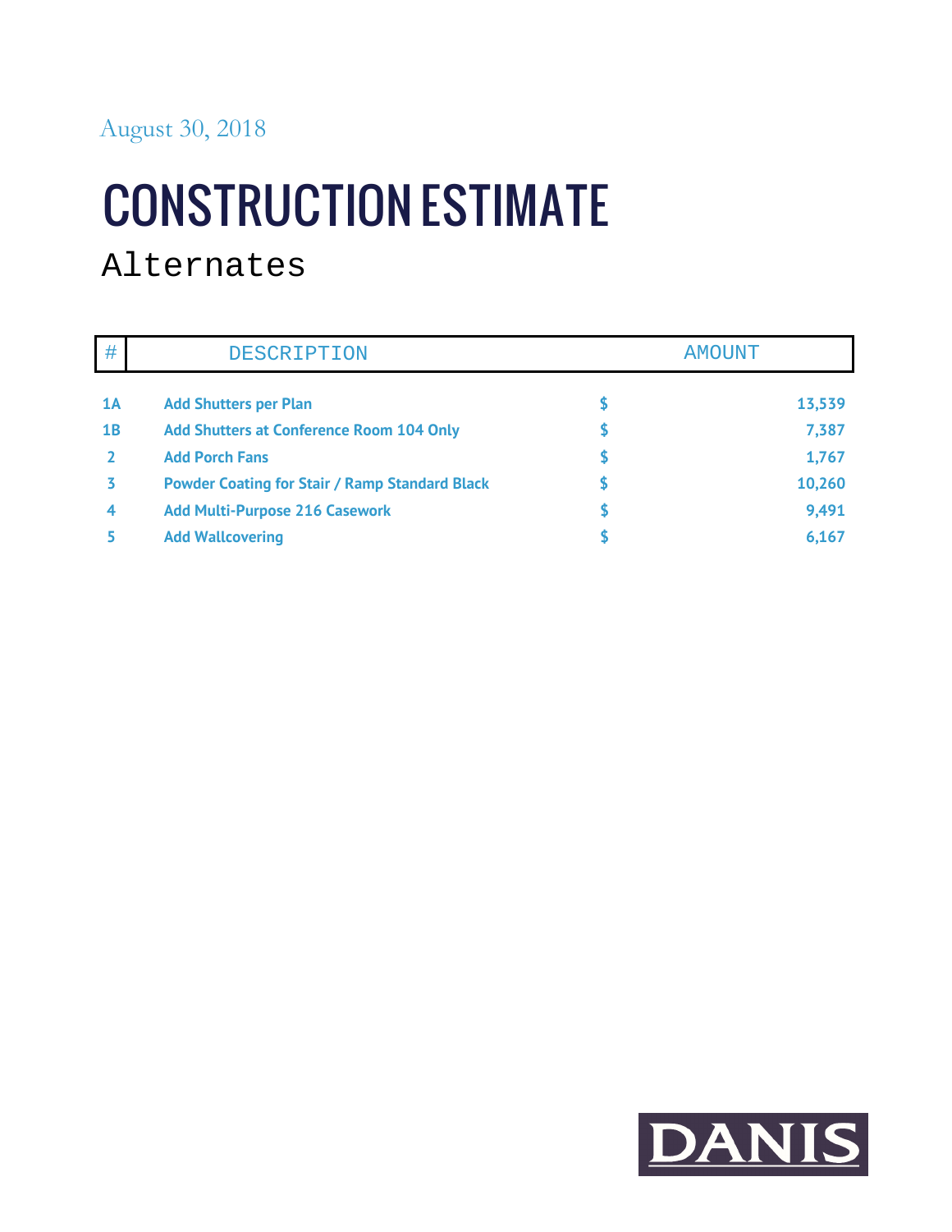August 30, 2018

# CONSTRUCTION ESTIMATE

## Alternates

| # | DESCRIPTION | | AMOUNT |
|---|---|---|---|
| **1A** | **Add Shutters per Plan** | **$** | **13,539** |
| **1B** | **Add Shutters at Conference Room 104 Only** | **$** | **7,387** |
| **2** | **Add Porch Fans** | **$** | **1,767** |
| **3** | **Powder Coating for Stair / Ramp Standard Black** | **$** | **10,260** |
| **4** | **Add Multi-Purpose 216 Casework** | **$** | **9,491** |
| **5** | **Add Wallcovering** | **$** | **6,167** |

DANIS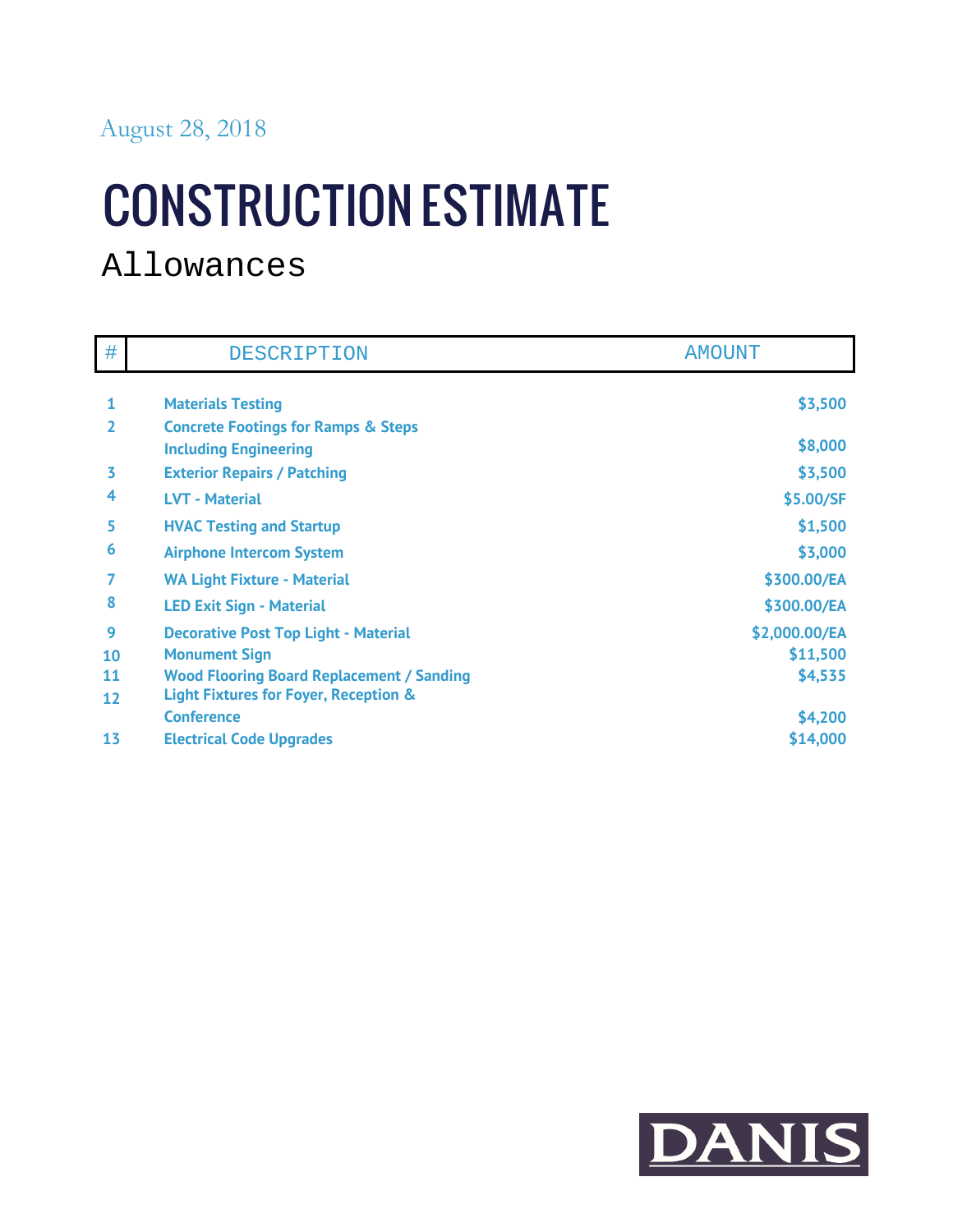August 28, 2018

# CONSTRUCTION ESTIMATE

## Allowances

| # | DESCRIPTION | AMOUNT |
|---|---|---|
| 1 | Materials Testing | $3,500 |
| 2 | Concrete Footings for Ramps & Steps Including Engineering | $8,000 |
| 3 | Exterior Repairs / Patching | $3,500 |
| 4 | LVT - Material | $5.00/SF |
| 5 | HVAC Testing and Startup | $1,500 |
| 6 | Airphone Intercom System | $3,000 |
| 7 | WA Light Fixture - Material | $300.00/EA |
| 8 | LED Exit Sign - Material | $300.00/EA |
| 9 | Decorative Post Top Light - Material | $2,000.00/EA |
| 10 | Monument Sign | $11,500 |
| 11 | Wood Flooring Board Replacement / Sanding | $4,535 |
| 12 | Light Fixtures for Foyer, Reception & Conference | $4,200 |
| 13 | Electrical Code Upgrades | $14,000 |

DANIS